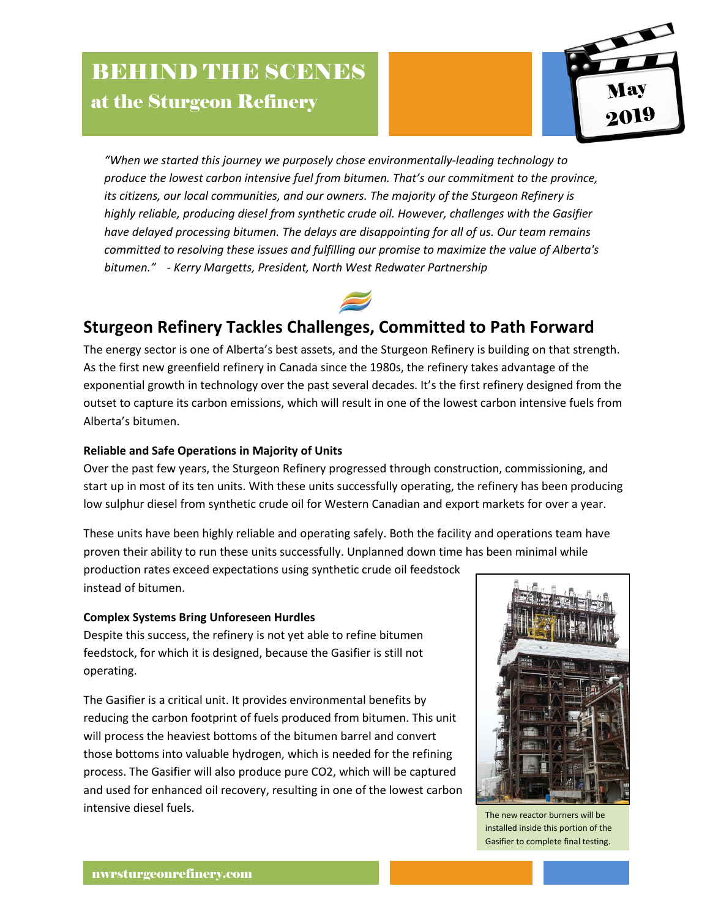# BEHIND THE SCENES
## at the Sturgeon Refinery

May 2019

*"When we started this journey we purposely chose environmentally-leading technology to produce the lowest carbon intensive fuel from bitumen. That's our commitment to the province, its citizens, our local communities, and our owners. The majority of the Sturgeon Refinery is highly reliable, producing diesel from synthetic crude oil. However, challenges with the Gasifier have delayed processing bitumen. The delays are disappointing for all of us. Our team remains committed to resolving these issues and fulfilling our promise to maximize the value of Alberta's bitumen." - Kerry Margetts, President, North West Redwater Partnership*

## Sturgeon Refinery Tackles Challenges, Committed to Path Forward

The energy sector is one of Alberta's best assets, and the Sturgeon Refinery is building on that strength. As the first new greenfield refinery in Canada since the 1980s, the refinery takes advantage of the exponential growth in technology over the past several decades. It's the first refinery designed from the outset to capture its carbon emissions, which will result in one of the lowest carbon intensive fuels from Alberta's bitumen.

### Reliable and Safe Operations in Majority of Units

Over the past few years, the Sturgeon Refinery progressed through construction, commissioning, and start up in most of its ten units. With these units successfully operating, the refinery has been producing low sulphur diesel from synthetic crude oil for Western Canadian and export markets for over a year.

These units have been highly reliable and operating safely. Both the facility and operations team have proven their ability to run these units successfully. Unplanned down time has been minimal while production rates exceed expectations using synthetic crude oil feedstock instead of bitumen.

### Complex Systems Bring Unforeseen Hurdles

Despite this success, the refinery is not yet able to refine bitumen feedstock, for which it is designed, because the Gasifier is still not operating.

The Gasifier is a critical unit. It provides environmental benefits by reducing the carbon footprint of fuels produced from bitumen. This unit will process the heaviest bottoms of the bitumen barrel and convert those bottoms into valuable hydrogen, which is needed for the refining process. The Gasifier will also produce pure $CO_2$, which will be captured and used for enhanced oil recovery, resulting in one of the lowest carbon intensive diesel fuels.

The new reactor burners will be installed inside this portion of the Gasifier to complete final testing.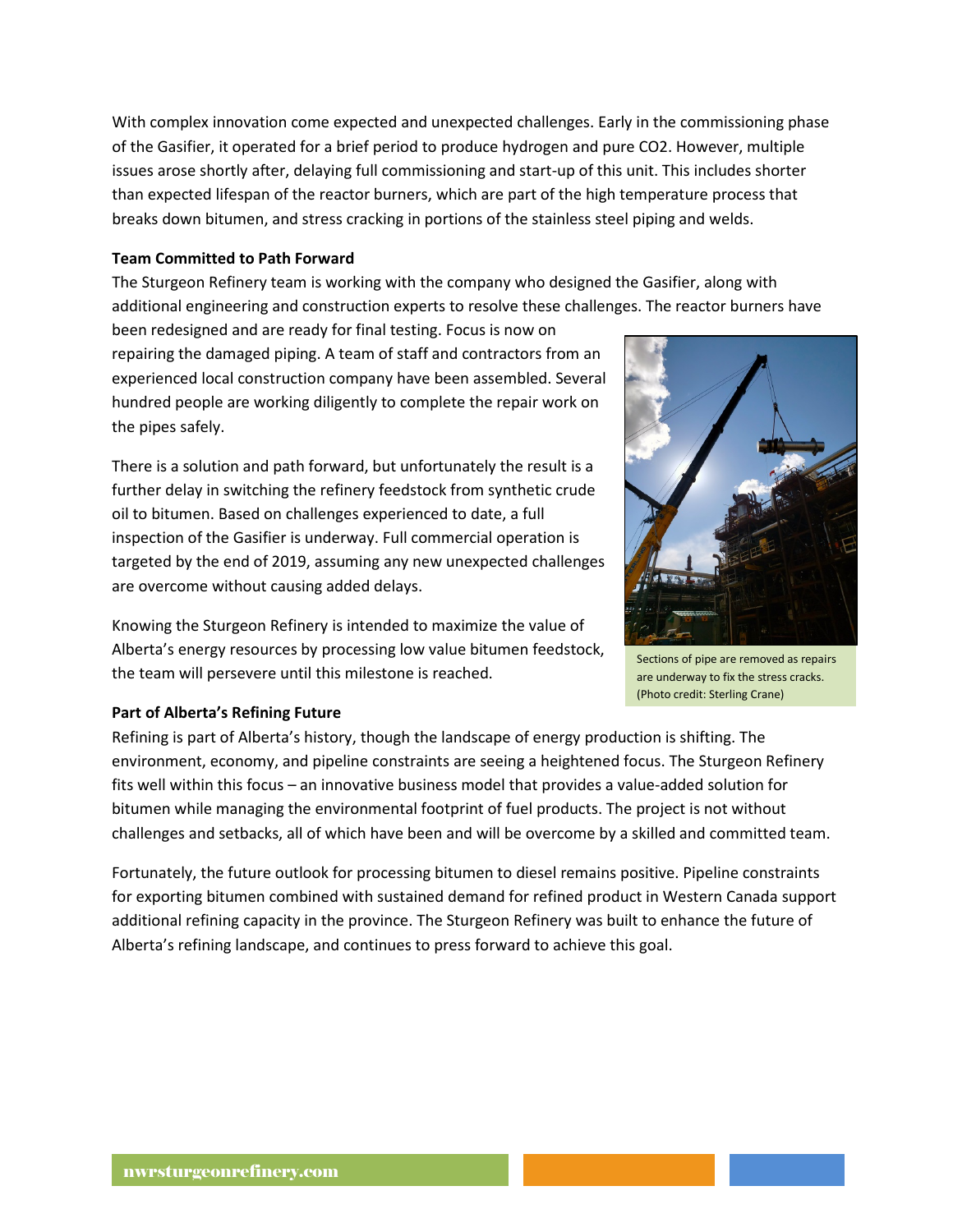With complex innovation come expected and unexpected challenges. Early in the commissioning phase of the Gasifier, it operated for a brief period to produce hydrogen and pure $CO_2$. However, multiple issues arose shortly after, delaying full commissioning and start-up of this unit. This includes shorter than expected lifespan of the reactor burners, which are part of the high temperature process that breaks down bitumen, and stress cracking in portions of the stainless steel piping and welds.

**Team Committed to Path Forward**

The Sturgeon Refinery team is working with the company who designed the Gasifier, along with additional engineering and construction experts to resolve these challenges. The reactor burners have been redesigned and are ready for final testing. Focus is now on repairing the damaged piping. A team of staff and contractors from an experienced local construction company have been assembled. Several hundred people are working diligently to complete the repair work on the pipes safely.

There is a solution and path forward, but unfortunately the result is a further delay in switching the refinery feedstock from synthetic crude oil to bitumen. Based on challenges experienced to date, a full inspection of the Gasifier is underway. Full commercial operation is targeted by the end of 2019, assuming any new unexpected challenges are overcome without causing added delays.

Knowing the Sturgeon Refinery is intended to maximize the value of Alberta's energy resources by processing low value bitumen feedstock, the team will persevere until this milestone is reached.

Sections of pipe are removed as repairs are underway to fix the stress cracks. (Photo credit: Sterling Crane)

**Part of Alberta's Refining Future**

Refining is part of Alberta's history, though the landscape of energy production is shifting. The environment, economy, and pipeline constraints are seeing a heightened focus. The Sturgeon Refinery fits well within this focus – an innovative business model that provides a value-added solution for bitumen while managing the environmental footprint of fuel products. The project is not without challenges and setbacks, all of which have been and will be overcome by a skilled and committed team.

Fortunately, the future outlook for processing bitumen to diesel remains positive. Pipeline constraints for exporting bitumen combined with sustained demand for refined product in Western Canada support additional refining capacity in the province. The Sturgeon Refinery was built to enhance the future of Alberta's refining landscape, and continues to press forward to achieve this goal.